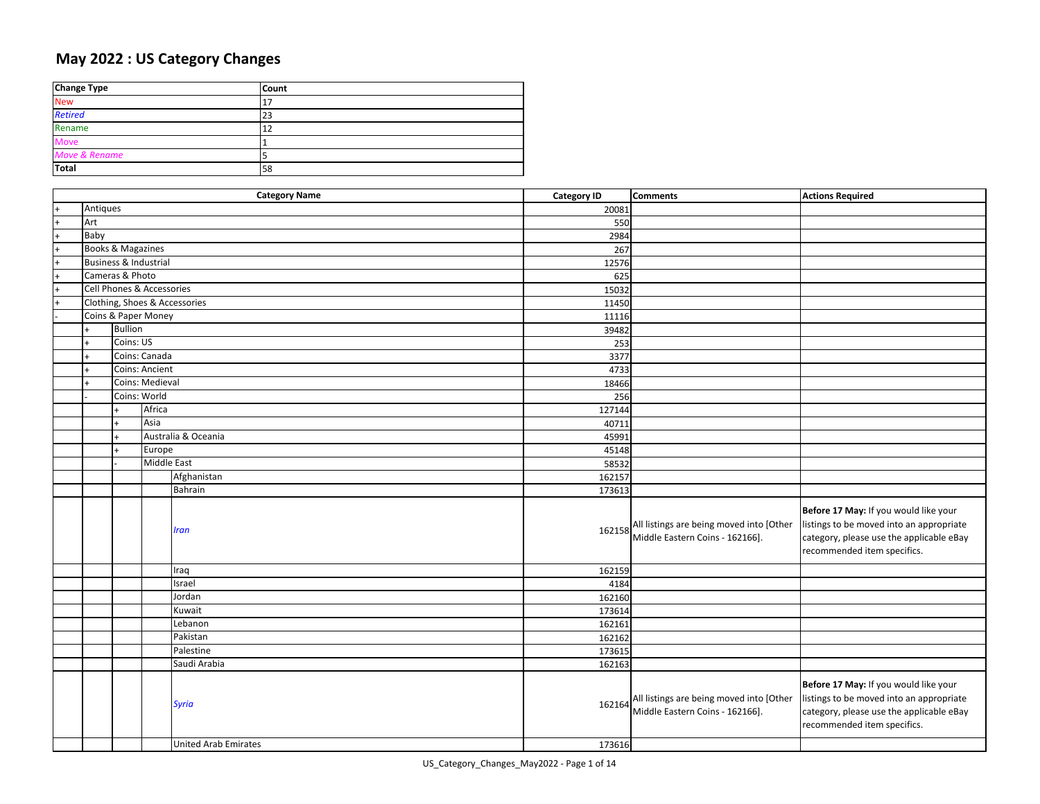# May 2022 : US Category Changes

| Change Type | Count |
|---|---|
| New | 17 |
| *Retired* | 23 |
| Rename | 12 |
| Move | 1 |
| *Move & Rename* | 5 |
| **Total** | 58 |

| | | | | Category Name | Category ID | Comments | Actions Required |
|---|---|---|---|---|---|---|---|
| + | Antiques | | | | 20081 | | |
| + | Art | | | | 550 | | |
| + | Baby | | | | 2984 | | |
| + | Books & Magazines | | | | 267 | | |
| + | Business & Industrial | | | | 12576 | | |
| + | Cameras & Photo | | | | 625 | | |
| + | Cell Phones & Accessories | | | | 15032 | | |
| + | Clothing, Shoes & Accessories | | | | 11450 | | |
| - | Coins & Paper Money | | | | 11116 | | |
| | + | Bullion | | | 39482 | | |
| | + | Coins: US | | | 253 | | |
| | + | Coins: Canada | | | 3377 | | |
| | + | Coins: Ancient | | | 4733 | | |
| | + | Coins: Medieval | | | 18466 | | |
| | - | Coins: World | | | 256 | | |
| | | + | Africa | | 127144 | | |
| | | + | Asia | | 40711 | | |
| | | + | Australia & Oceania | | 45991 | | |
| | | + | Europe | | 45148 | | |
| | | - | Middle East | | 58532 | | |
| | | | | Afghanistan | 162157 | | |
| | | | | Bahrain | 173613 | | |
| | | | | *Iran* | 162158 | All listings are being moved into [Other Middle Eastern Coins - 162166]. | **Before 17 May:** If you would like your listings to be moved into an appropriate category, please use the applicable eBay recommended item specifics. |
| | | | | Iraq | 162159 | | |
| | | | | Israel | 4184 | | |
| | | | | Jordan | 162160 | | |
| | | | | Kuwait | 173614 | | |
| | | | | Lebanon | 162161 | | |
| | | | | Pakistan | 162162 | | |
| | | | | Palestine | 173615 | | |
| | | | | Saudi Arabia | 162163 | | |
| | | | | *Syria* | 162164 | All listings are being moved into [Other Middle Eastern Coins - 162166]. | **Before 17 May:** If you would like your listings to be moved into an appropriate category, please use the applicable eBay recommended item specifics. |
| | | | | United Arab Emirates | 173616 | | |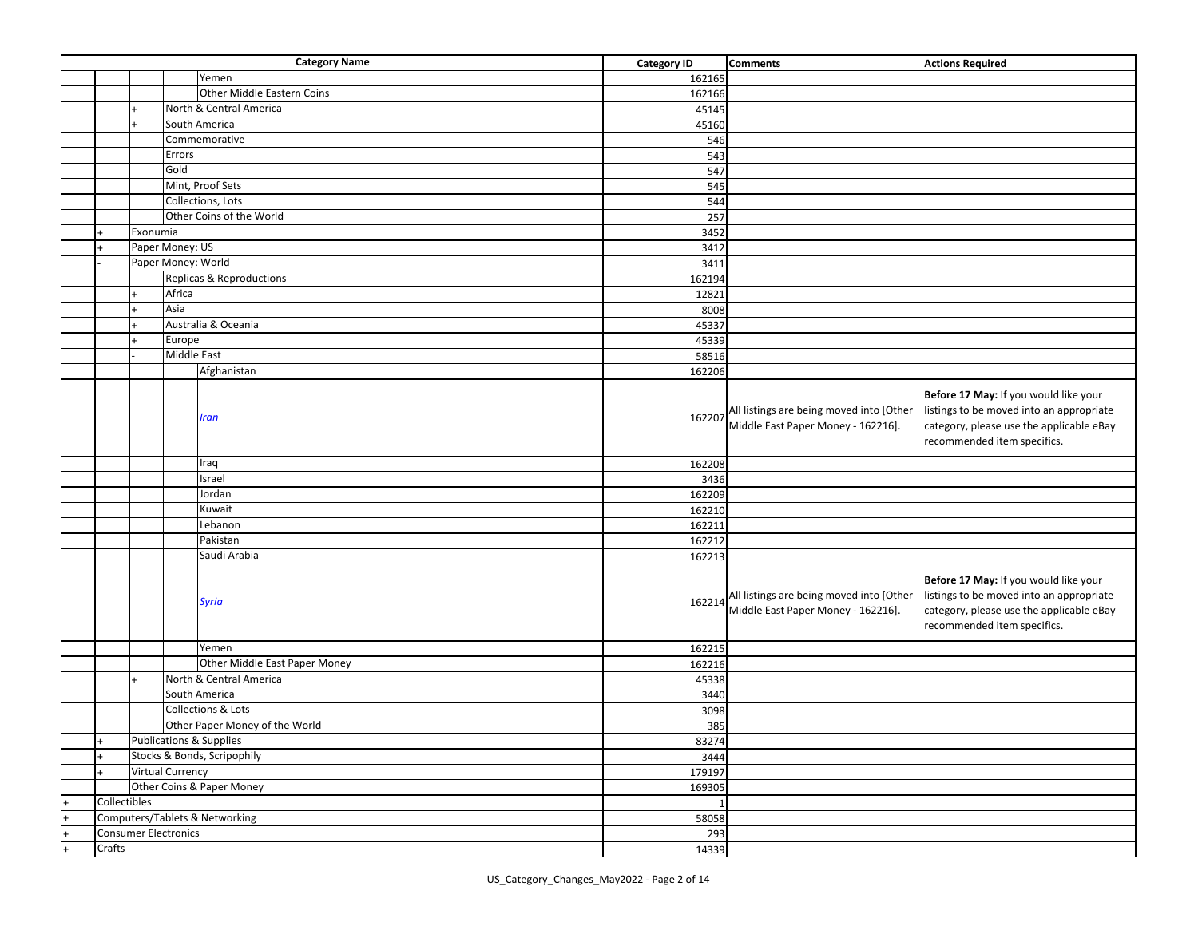| | | | | Category Name | Category ID | Comments | Actions Required |
|---|---|---|---|---|---|---|---|
| | | | | Yemen | 162165 | | |
| | | | | Other Middle Eastern Coins | 162166 | | |
| | | + | North & Central America | | 45145 | | |
| | | + | South America | | 45160 | | |
| | | | Commemorative | | 546 | | |
| | | | Errors | | 543 | | |
| | | | Gold | | 547 | | |
| | | | Mint, Proof Sets | | 545 | | |
| | | | Collections, Lots | | 544 | | |
| | | | Other Coins of the World | | 257 | | |
| | + | Exonumia | | | 3452 | | |
| | + | Paper Money: US | | | 3412 | | |
| | - | Paper Money: World | | | 3411 | | |
| | | | Replicas & Reproductions | | 162194 | | |
| | | + | Africa | | 12821 | | |
| | | + | Asia | | 8008 | | |
| | | + | Australia & Oceania | | 45337 | | |
| | | + | Europe | | 45339 | | |
| | | - | Middle East | | 58516 | | |
| | | | | Afghanistan | 162206 | | |
| | | | | *Iran* | 162207 | All listings are being moved into [Other Middle East Paper Money - 162216]. | **Before 17 May:** If you would like your listings to be moved into an appropriate category, please use the applicable eBay recommended item specifics. |
| | | | | Iraq | 162208 | | |
| | | | | Israel | 3436 | | |
| | | | | Jordan | 162209 | | |
| | | | | Kuwait | 162210 | | |
| | | | | Lebanon | 162211 | | |
| | | | | Pakistan | 162212 | | |
| | | | | Saudi Arabia | 162213 | | |
| | | | | *Syria* | 162214 | All listings are being moved into [Other Middle East Paper Money - 162216]. | **Before 17 May:** If you would like your listings to be moved into an appropriate category, please use the applicable eBay recommended item specifics. |
| | | | | Yemen | 162215 | | |
| | | | | Other Middle East Paper Money | 162216 | | |
| | | + | North & Central America | | 45338 | | |
| | | | South America | | 3440 | | |
| | | | Collections & Lots | | 3098 | | |
| | | | Other Paper Money of the World | | 385 | | |
| | + | Publications & Supplies | | | 83274 | | |
| | + | Stocks & Bonds, Scripophily | | | 3444 | | |
| | + | Virtual Currency | | | 179197 | | |
| | | Other Coins & Paper Money | | | 169305 | | |
| + | Collectibles | | | | 1 | | |
| + | Computers/Tablets & Networking | | | | 58058 | | |
| + | Consumer Electronics | | | | 293 | | |
| + | Crafts | | | | 14339 | | |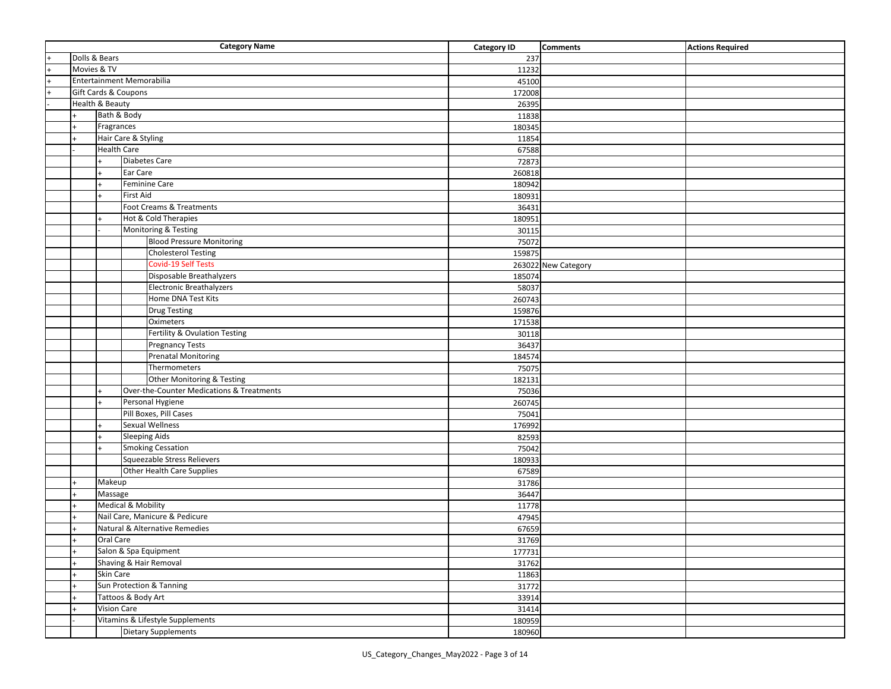| | | | | Category Name | Category ID | Comments | Actions Required |
|---|---|---|---|---|---|---|---|
| + | Dolls & Bears | | | | 237 | | |
| + | Movies & TV | | | | 11232 | | |
| + | Entertainment Memorabilia | | | | 45100 | | |
| + | Gift Cards & Coupons | | | | 172008 | | |
| - | Health & Beauty | | | | 26395 | | |
| | + | Bath & Body | | | 11838 | | |
| | + | Fragrances | | | 180345 | | |
| | + | Hair Care & Styling | | | 11854 | | |
| | - | Health Care | | | 67588 | | |
| | | + | Diabetes Care | | 72873 | | |
| | | + | Ear Care | | 260818 | | |
| | | + | Feminine Care | | 180942 | | |
| | | + | First Aid | | 180931 | | |
| | | | Foot Creams & Treatments | | 36431 | | |
| | | + | Hot & Cold Therapies | | 180951 | | |
| | | - | Monitoring & Testing | | 30115 | | |
| | | | | Blood Pressure Monitoring | 75072 | | |
| | | | | Cholesterol Testing | 159875 | | |
| | | | | Covid-19 Self Tests | 263022 | New Category | |
| | | | | Disposable Breathalyzers | 185074 | | |
| | | | | Electronic Breathalyzers | 58037 | | |
| | | | | Home DNA Test Kits | 260743 | | |
| | | | | Drug Testing | 159876 | | |
| | | | | Oximeters | 171538 | | |
| | | | | Fertility & Ovulation Testing | 30118 | | |
| | | | | Pregnancy Tests | 36437 | | |
| | | | | Prenatal Monitoring | 184574 | | |
| | | | | Thermometers | 75075 | | |
| | | | | Other Monitoring & Testing | 182131 | | |
| | | + | Over-the-Counter Medications & Treatments | | 75036 | | |
| | | + | Personal Hygiene | | 260745 | | |
| | | | Pill Boxes, Pill Cases | | 75041 | | |
| | | + | Sexual Wellness | | 176992 | | |
| | | + | Sleeping Aids | | 82593 | | |
| | | + | Smoking Cessation | | 75042 | | |
| | | | Squeezable Stress Relievers | | 180933 | | |
| | | | Other Health Care Supplies | | 67589 | | |
| | + | Makeup | | | 31786 | | |
| | + | Massage | | | 36447 | | |
| | + | Medical & Mobility | | | 11778 | | |
| | + | Nail Care, Manicure & Pedicure | | | 47945 | | |
| | + | Natural & Alternative Remedies | | | 67659 | | |
| | + | Oral Care | | | 31769 | | |
| | + | Salon & Spa Equipment | | | 177731 | | |
| | + | Shaving & Hair Removal | | | 31762 | | |
| | + | Skin Care | | | 11863 | | |
| | + | Sun Protection & Tanning | | | 31772 | | |
| | + | Tattoos & Body Art | | | 33914 | | |
| | + | Vision Care | | | 31414 | | |
| | - | Vitamins & Lifestyle Supplements | | | 180959 | | |
| | | | Dietary Supplements | | 180960 | | |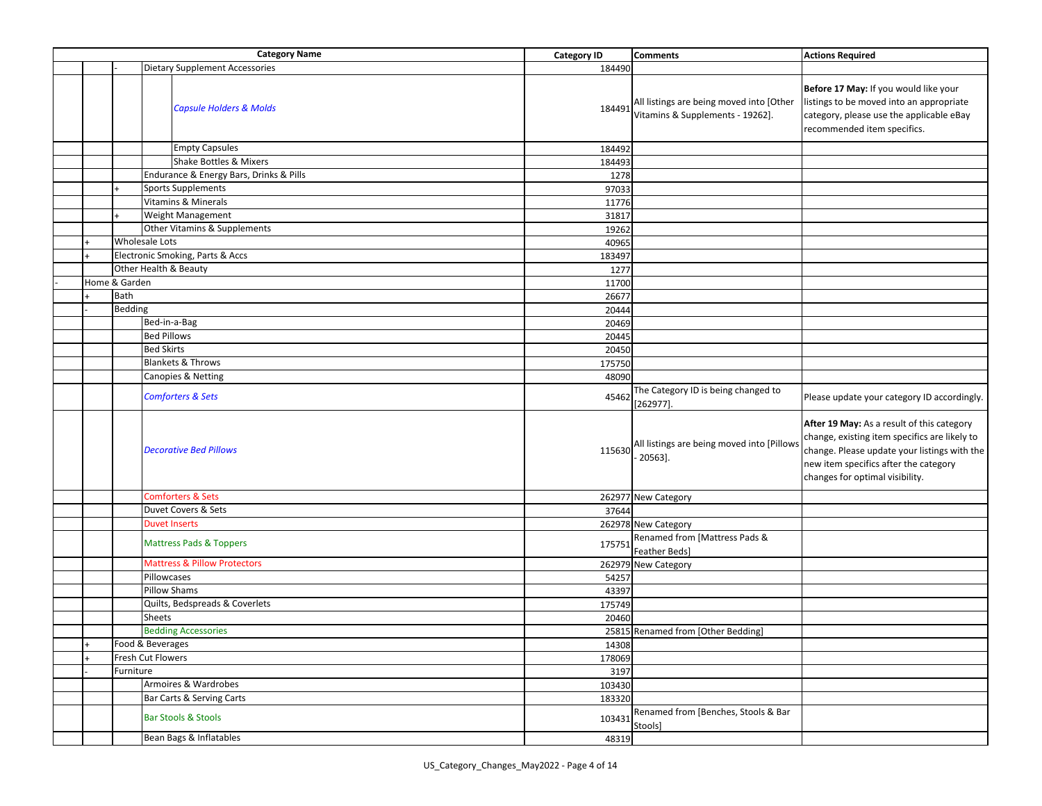| | | | | Category Name | Category ID | Comments | Actions Required |
|---|---|---|---|---|---|---|---|
| | | - | Dietary Supplement Accessories | | 184490 | | |
| | | | | *Capsule Holders & Molds* | 184491 | All listings are being moved into [Other Vitamins & Supplements - 19262]. | **Before 17 May:** If you would like your listings to be moved into an appropriate category, please use the applicable eBay recommended item specifics. |
| | | | | Empty Capsules | 184492 | | |
| | | | | Shake Bottles & Mixers | 184493 | | |
| | | | Endurance & Energy Bars, Drinks & Pills | | 1278 | | |
| | | + | Sports Supplements | | 97033 | | |
| | | | Vitamins & Minerals | | 11776 | | |
| | | + | Weight Management | | 31817 | | |
| | | | Other Vitamins & Supplements | | 19262 | | |
| | + | Wholesale Lots | | | 40965 | | |
| | + | Electronic Smoking, Parts & Accs | | | 183497 | | |
| | | Other Health & Beauty | | | 1277 | | |
| - | Home & Garden | | | | 11700 | | |
| | + | Bath | | | 26677 | | |
| | - | Bedding | | | 20444 | | |
| | | | Bed-in-a-Bag | | 20469 | | |
| | | | Bed Pillows | | 20445 | | |
| | | | Bed Skirts | | 20450 | | |
| | | | Blankets & Throws | | 175750 | | |
| | | | Canopies & Netting | | 48090 | | |
| | | | *Comforters & Sets* | | 45462 | The Category ID is being changed to [262977]. | Please update your category ID accordingly. |
| | | | *Decorative Bed Pillows* | | 115630 | All listings are being moved into [Pillows - 20563]. | **After 19 May:** As a result of this category change, existing item specifics are likely to change. Please update your listings with the new item specifics after the category changes for optimal visibility. |
| | | | Comforters & Sets | | 262977 | New Category | |
| | | | Duvet Covers & Sets | | 37644 | | |
| | | | Duvet Inserts | | 262978 | New Category | |
| | | | Mattress Pads & Toppers | | 175751 | Renamed from [Mattress Pads & Feather Beds] | |
| | | | Mattress & Pillow Protectors | | 262979 | New Category | |
| | | | Pillowcases | | 54257 | | |
| | | | Pillow Shams | | 43397 | | |
| | | | Quilts, Bedspreads & Coverlets | | 175749 | | |
| | | | Sheets | | 20460 | | |
| | | | Bedding Accessories | | 25815 | Renamed from [Other Bedding] | |
| | + | Food & Beverages | | | 14308 | | |
| | + | Fresh Cut Flowers | | | 178069 | | |
| | - | Furniture | | | 3197 | | |
| | | | Armoires & Wardrobes | | 103430 | | |
| | | | Bar Carts & Serving Carts | | 183320 | | |
| | | | Bar Stools & Stools | | 103431 | Renamed from [Benches, Stools & Bar Stools] | |
| | | | Bean Bags & Inflatables | | 48319 | | |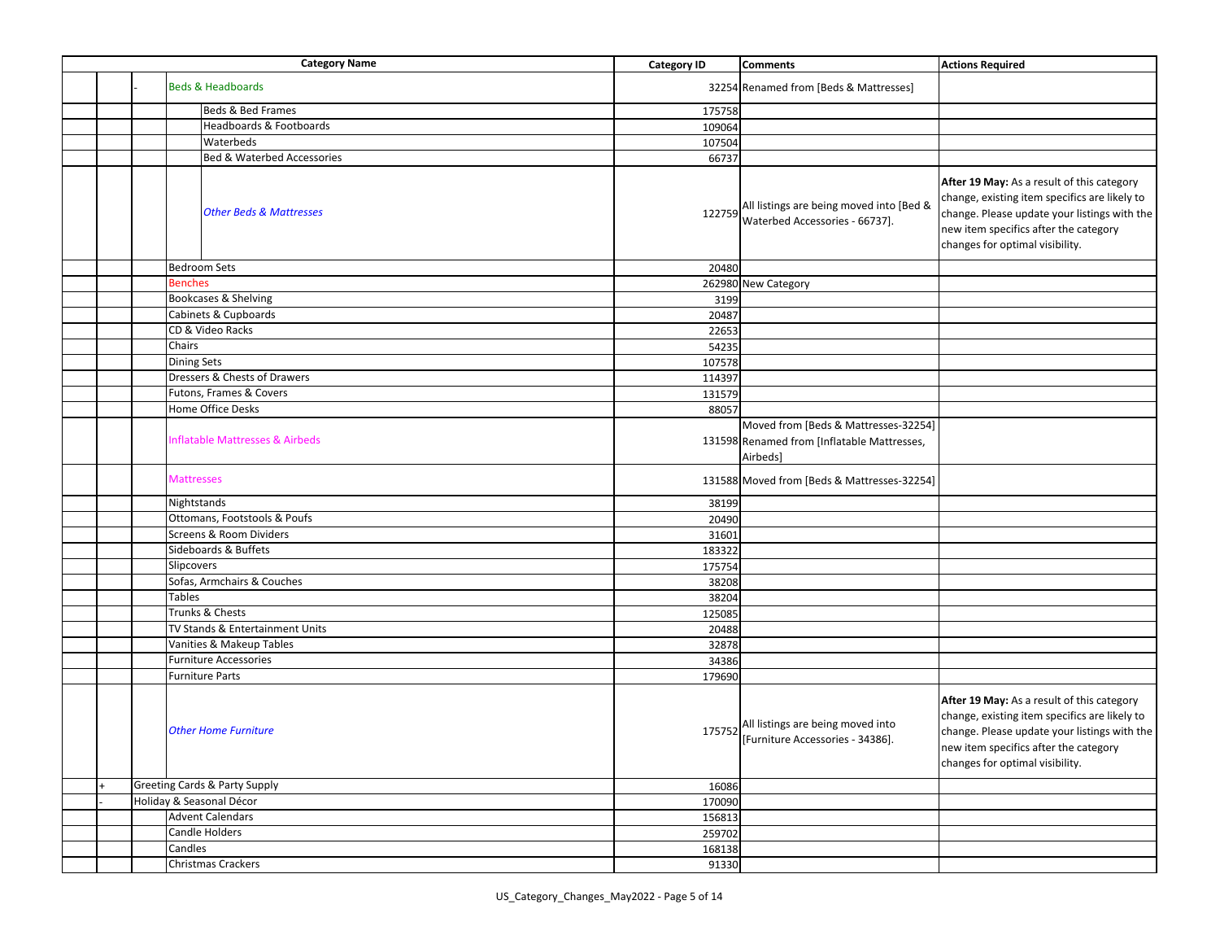| Category Name | | | | | Category ID | Comments | Actions Required |
|---|---|---|---|---|---|---|---|
| | | - | Beds & Headboards | | 32254 | Renamed from [Beds & Mattresses] | |
| | | | | Beds & Bed Frames | 175758 | | |
| | | | | Headboards & Footboards | 109064 | | |
| | | | | Waterbeds | 107504 | | |
| | | | | Bed & Waterbed Accessories | 66737 | | |
| | | | | *Other Beds & Mattresses* | 122759 | All listings are being moved into [Bed & Waterbed Accessories - 66737]. | **After 19 May:** As a result of this category change, existing item specifics are likely to change. Please update your listings with the new item specifics after the category changes for optimal visibility. |
| | | | Bedroom Sets | | 20480 | | |
| | | | Benches | | 262980 | New Category | |
| | | | Bookcases & Shelving | | 3199 | | |
| | | | Cabinets & Cupboards | | 20487 | | |
| | | | CD & Video Racks | | 22653 | | |
| | | | Chairs | | 54235 | | |
| | | | Dining Sets | | 107578 | | |
| | | | Dressers & Chests of Drawers | | 114397 | | |
| | | | Futons, Frames & Covers | | 131579 | | |
| | | | Home Office Desks | | 88057 | | |
| | | | Inflatable Mattresses & Airbeds | | 131598 | Moved from [Beds & Mattresses-32254] Renamed from [Inflatable Mattresses, Airbeds] | |
| | | | Mattresses | | 131588 | Moved from [Beds & Mattresses-32254] | |
| | | | Nightstands | | 38199 | | |
| | | | Ottomans, Footstools & Poufs | | 20490 | | |
| | | | Screens & Room Dividers | | 31601 | | |
| | | | Sideboards & Buffets | | 183322 | | |
| | | | Slipcovers | | 175754 | | |
| | | | Sofas, Armchairs & Couches | | 38208 | | |
| | | | Tables | | 38204 | | |
| | | | Trunks & Chests | | 125085 | | |
| | | | TV Stands & Entertainment Units | | 20488 | | |
| | | | Vanities & Makeup Tables | | 32878 | | |
| | | | Furniture Accessories | | 34386 | | |
| | | | Furniture Parts | | 179690 | | |
| | | | *Other Home Furniture* | | 175752 | All listings are being moved into [Furniture Accessories - 34386]. | **After 19 May:** As a result of this category change, existing item specifics are likely to change. Please update your listings with the new item specifics after the category changes for optimal visibility. |
| | + | Greeting Cards & Party Supply | | | 16086 | | |
| | - | Holiday & Seasonal Décor | | | 170090 | | |
| | | | Advent Calendars | | 156813 | | |
| | | | Candle Holders | | 259702 | | |
| | | | Candles | | 168138 | | |
| | | | Christmas Crackers | | 91330 | | |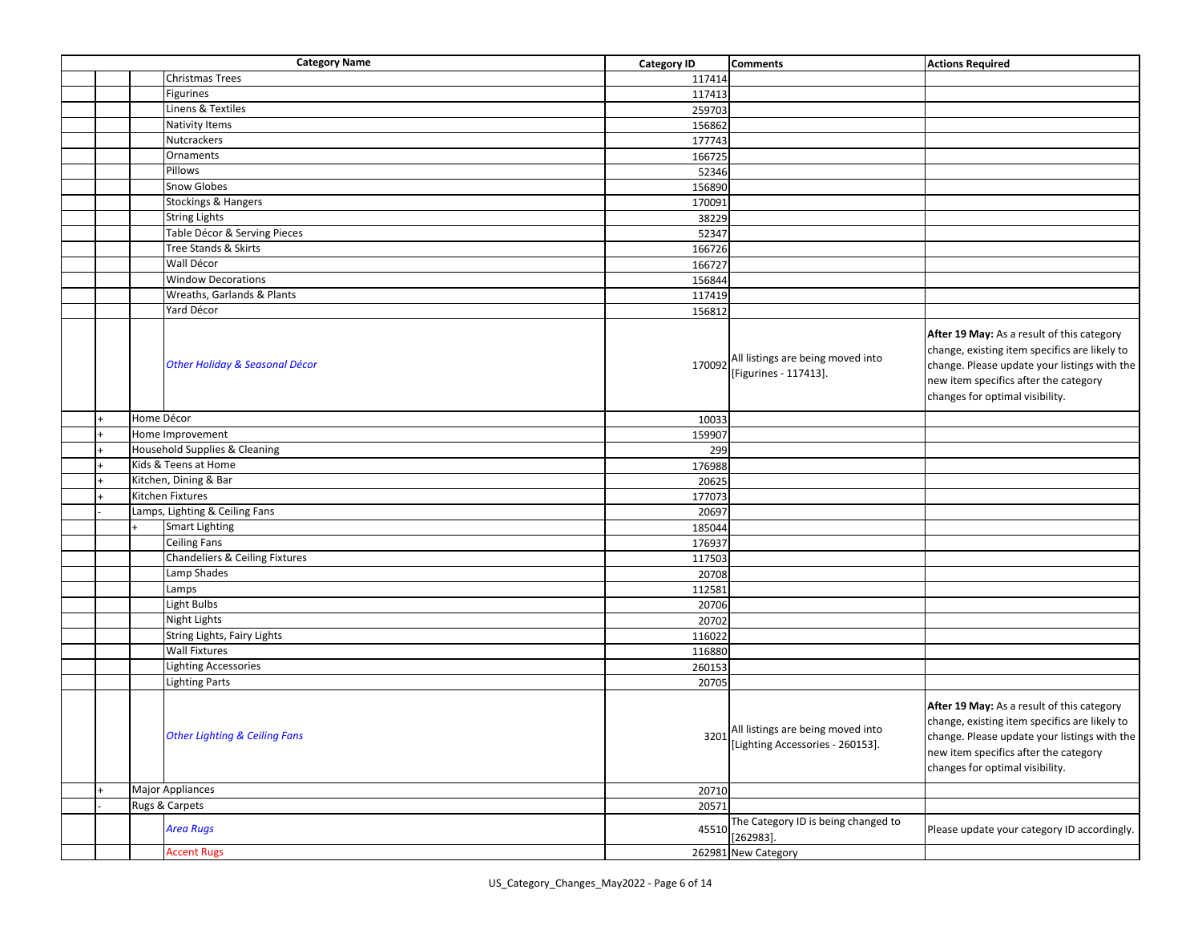| | | | Category Name | Category ID | Comments | Actions Required |
|---|---|---|---|---|---|---|
| | | | Christmas Trees | 117414 | | |
| | | | Figurines | 117413 | | |
| | | | Linens & Textiles | 259703 | | |
| | | | Nativity Items | 156862 | | |
| | | | Nutcrackers | 177743 | | |
| | | | Ornaments | 166725 | | |
| | | | Pillows | 52346 | | |
| | | | Snow Globes | 156890 | | |
| | | | Stockings & Hangers | 170091 | | |
| | | | String Lights | 38229 | | |
| | | | Table Décor & Serving Pieces | 52347 | | |
| | | | Tree Stands & Skirts | 166726 | | |
| | | | Wall Décor | 166727 | | |
| | | | Window Decorations | 156844 | | |
| | | | Wreaths, Garlands & Plants | 117419 | | |
| | | | Yard Décor | 156812 | | |
| | | | *Other Holiday & Seasonal Décor* | 170092 | All listings are being moved into [Figurines - 117413]. | **After 19 May:** As a result of this category change, existing item specifics are likely to change. Please update your listings with the new item specifics after the category changes for optimal visibility. |
| | + | Home Décor | | 10033 | | |
| | + | Home Improvement | | 159907 | | |
| | + | Household Supplies & Cleaning | | 299 | | |
| | + | Kids & Teens at Home | | 176988 | | |
| | + | Kitchen, Dining & Bar | | 20625 | | |
| | + | Kitchen Fixtures | | 177073 | | |
| | - | Lamps, Lighting & Ceiling Fans | | 20697 | | |
| | | + | Smart Lighting | 185044 | | |
| | | | Ceiling Fans | 176937 | | |
| | | | Chandeliers & Ceiling Fixtures | 117503 | | |
| | | | Lamp Shades | 20708 | | |
| | | | Lamps | 112581 | | |
| | | | Light Bulbs | 20706 | | |
| | | | Night Lights | 20702 | | |
| | | | String Lights, Fairy Lights | 116022 | | |
| | | | Wall Fixtures | 116880 | | |
| | | | Lighting Accessories | 260153 | | |
| | | | Lighting Parts | 20705 | | |
| | | | *Other Lighting & Ceiling Fans* | 3201 | All listings are being moved into [Lighting Accessories - 260153]. | **After 19 May:** As a result of this category change, existing item specifics are likely to change. Please update your listings with the new item specifics after the category changes for optimal visibility. |
| | + | Major Appliances | | 20710 | | |
| | - | Rugs & Carpets | | 20571 | | |
| | | | *Area Rugs* | 45510 | The Category ID is being changed to [262983]. | Please update your category ID accordingly. |
| | | | Accent Rugs | 262981 | New Category | |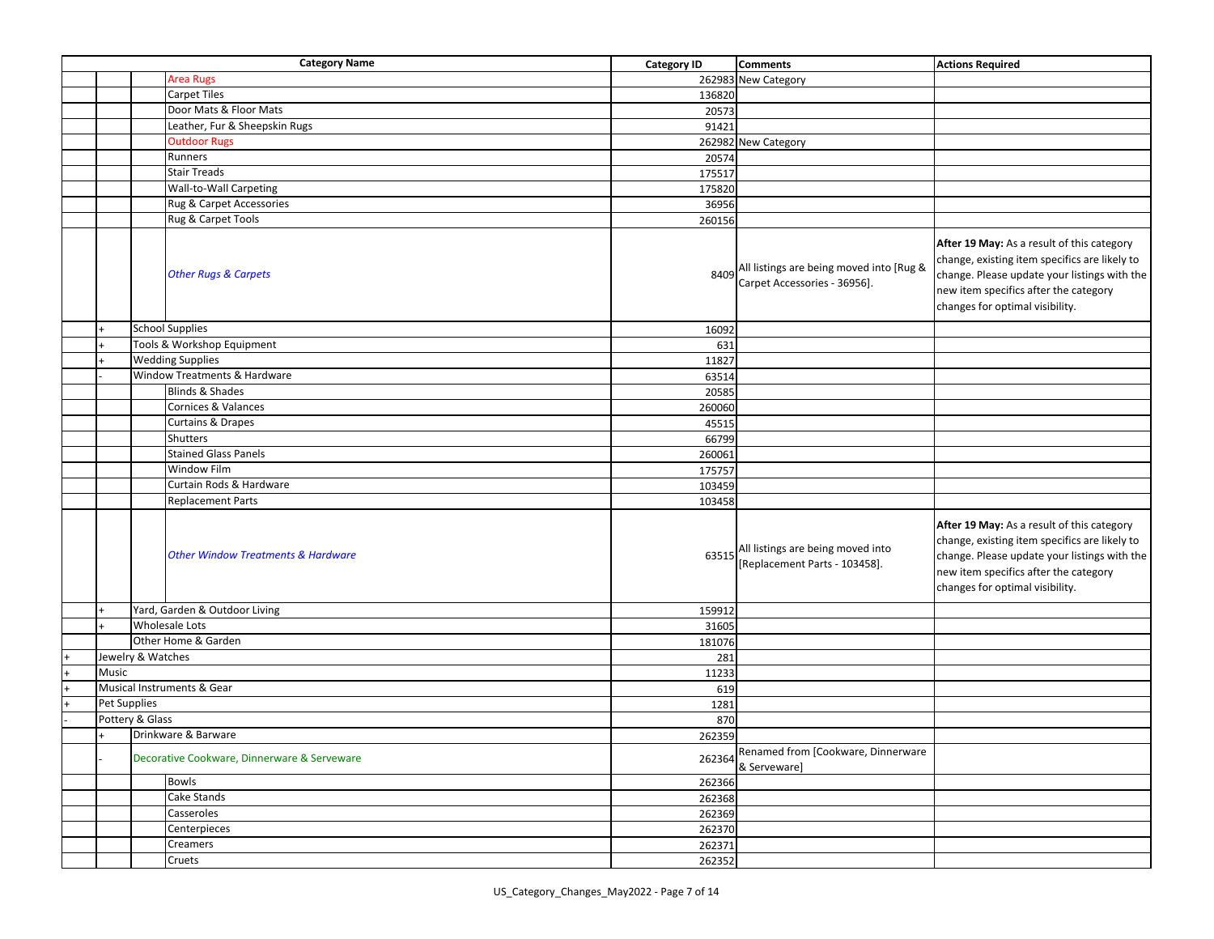| | | | Category Name | Category ID | Comments | Actions Required |
|---|---|---|---|---|---|---|
| | | | Area Rugs | 262983 | New Category | |
| | | | Carpet Tiles | 136820 | | |
| | | | Door Mats & Floor Mats | 20573 | | |
| | | | Leather, Fur & Sheepskin Rugs | 91421 | | |
| | | | Outdoor Rugs | 262982 | New Category | |
| | | | Runners | 20574 | | |
| | | | Stair Treads | 175517 | | |
| | | | Wall-to-Wall Carpeting | 175820 | | |
| | | | Rug & Carpet Accessories | 36956 | | |
| | | | Rug & Carpet Tools | 260156 | | |
| | | | *Other Rugs & Carpets* | 8409 | All listings are being moved into [Rug & Carpet Accessories - 36956]. | **After 19 May:** As a result of this category change, existing item specifics are likely to change. Please update your listings with the new item specifics after the category changes for optimal visibility. |
| | + | School Supplies | | 16092 | | |
| | + | Tools & Workshop Equipment | | 631 | | |
| | + | Wedding Supplies | | 11827 | | |
| | - | Window Treatments & Hardware | | 63514 | | |
| | | | Blinds & Shades | 20585 | | |
| | | | Cornices & Valances | 260060 | | |
| | | | Curtains & Drapes | 45515 | | |
| | | | Shutters | 66799 | | |
| | | | Stained Glass Panels | 260061 | | |
| | | | Window Film | 175757 | | |
| | | | Curtain Rods & Hardware | 103459 | | |
| | | | Replacement Parts | 103458 | | |
| | | | *Other Window Treatments & Hardware* | 63515 | All listings are being moved into [Replacement Parts - 103458]. | **After 19 May:** As a result of this category change, existing item specifics are likely to change. Please update your listings with the new item specifics after the category changes for optimal visibility. |
| | + | Yard, Garden & Outdoor Living | | 159912 | | |
| | + | Wholesale Lots | | 31605 | | |
| | | Other Home & Garden | | 181076 | | |
| + | Jewelry & Watches | | | 281 | | |
| + | Music | | | 11233 | | |
| + | Musical Instruments & Gear | | | 619 | | |
| + | Pet Supplies | | | 1281 | | |
| - | Pottery & Glass | | | 870 | | |
| | + | Drinkware & Barware | | 262359 | | |
| | - | Decorative Cookware, Dinnerware & Serveware | | 262364 | Renamed from [Cookware, Dinnerware & Serveware] | |
| | | | Bowls | 262366 | | |
| | | | Cake Stands | 262368 | | |
| | | | Casseroles | 262369 | | |
| | | | Centerpieces | 262370 | | |
| | | | Creamers | 262371 | | |
| | | | Cruets | 262352 | | |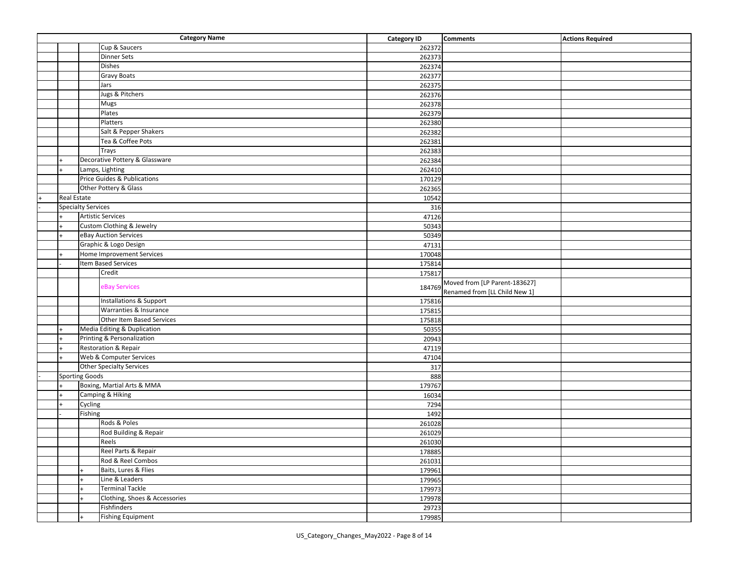| | | | Category Name | Category ID | Comments | Actions Required |
|---|---|---|---|---|---|---|
| | | | Cup & Saucers | 262372 | | |
| | | | Dinner Sets | 262373 | | |
| | | | Dishes | 262374 | | |
| | | | Gravy Boats | 262377 | | |
| | | | Jars | 262375 | | |
| | | | Jugs & Pitchers | 262376 | | |
| | | | Mugs | 262378 | | |
| | | | Plates | 262379 | | |
| | | | Platters | 262380 | | |
| | | | Salt & Pepper Shakers | 262382 | | |
| | | | Tea & Coffee Pots | 262381 | | |
| | | | Trays | 262383 | | |
| | + | Decorative Pottery & Glassware | | 262384 | | |
| | + | Lamps, Lighting | | 262410 | | |
| | | Price Guides & Publications | | 170129 | | |
| | | Other Pottery & Glass | | 262365 | | |
| + | Real Estate | | | 10542 | | |
| - | Specialty Services | | | 316 | | |
| | + | Artistic Services | | 47126 | | |
| | + | Custom Clothing & Jewelry | | 50343 | | |
| | + | eBay Auction Services | | 50349 | | |
| | | Graphic & Logo Design | | 47131 | | |
| | + | Home Improvement Services | | 170048 | | |
| | - | Item Based Services | | 175814 | | |
| | | | Credit | 175817 | | |
| | | | eBay Services | 184769 | Moved from [LP Parent-183627] Renamed from [LL Child New 1] | |
| | | | Installations & Support | 175816 | | |
| | | | Warranties & Insurance | 175815 | | |
| | | | Other Item Based Services | 175818 | | |
| | + | Media Editing & Duplication | | 50355 | | |
| | + | Printing & Personalization | | 20943 | | |
| | + | Restoration & Repair | | 47119 | | |
| | + | Web & Computer Services | | 47104 | | |
| | | Other Specialty Services | | 317 | | |
| - | Sporting Goods | | | 888 | | |
| | + | Boxing, Martial Arts & MMA | | 179767 | | |
| | + | Camping & Hiking | | 16034 | | |
| | + | Cycling | | 7294 | | |
| | - | Fishing | | 1492 | | |
| | | | Rods & Poles | 261028 | | |
| | | | Rod Building & Repair | 261029 | | |
| | | | Reels | 261030 | | |
| | | | Reel Parts & Repair | 178885 | | |
| | | | Rod & Reel Combos | 261031 | | |
| | | + | Baits, Lures & Flies | 179961 | | |
| | | + | Line & Leaders | 179965 | | |
| | | + | Terminal Tackle | 179973 | | |
| | | + | Clothing, Shoes & Accessories | 179978 | | |
| | | | Fishfinders | 29723 | | |
| | | + | Fishing Equipment | 179985 | | |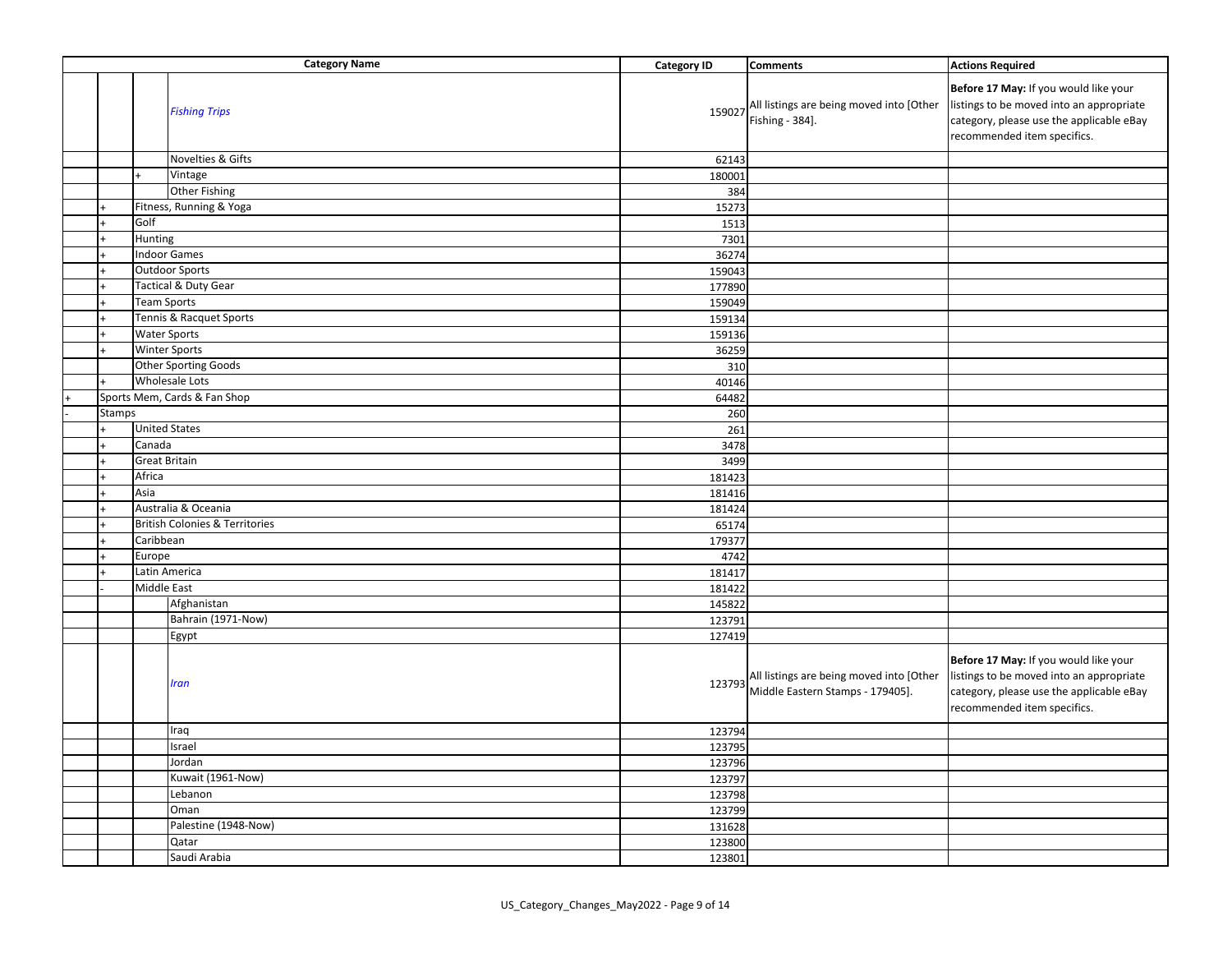| | | | Category Name | Category ID | Comments | Actions Required |
|---|---|---|---|---|---|---|
| | | | *Fishing Trips* | 159027 | All listings are being moved into [Other Fishing - 384]. | **Before 17 May:** If you would like your listings to be moved into an appropriate category, please use the applicable eBay recommended item specifics. |
| | | | Novelties & Gifts | 62143 | | |
| | | + | Vintage | 180001 | | |
| | | | Other Fishing | 384 | | |
| | + | Fitness, Running & Yoga | | 15273 | | |
| | + | Golf | | 1513 | | |
| | + | Hunting | | 7301 | | |
| | + | Indoor Games | | 36274 | | |
| | + | Outdoor Sports | | 159043 | | |
| | + | Tactical & Duty Gear | | 177890 | | |
| | + | Team Sports | | 159049 | | |
| | + | Tennis & Racquet Sports | | 159134 | | |
| | + | Water Sports | | 159136 | | |
| | + | Winter Sports | | 36259 | | |
| | | Other Sporting Goods | | 310 | | |
| | + | Wholesale Lots | | 40146 | | |
| + | Sports Mem, Cards & Fan Shop | | | 64482 | | |
| - | Stamps | | | 260 | | |
| | + | United States | | 261 | | |
| | + | Canada | | 3478 | | |
| | + | Great Britain | | 3499 | | |
| | + | Africa | | 181423 | | |
| | + | Asia | | 181416 | | |
| | + | Australia & Oceania | | 181424 | | |
| | + | British Colonies & Territories | | 65174 | | |
| | + | Caribbean | | 179377 | | |
| | + | Europe | | 4742 | | |
| | + | Latin America | | 181417 | | |
| | - | Middle East | | 181422 | | |
| | | | Afghanistan | 145822 | | |
| | | | Bahrain (1971-Now) | 123791 | | |
| | | | Egypt | 127419 | | |
| | | | *Iran* | 123793 | All listings are being moved into [Other Middle Eastern Stamps - 179405]. | **Before 17 May:** If you would like your listings to be moved into an appropriate category, please use the applicable eBay recommended item specifics. |
| | | | Iraq | 123794 | | |
| | | | Israel | 123795 | | |
| | | | Jordan | 123796 | | |
| | | | Kuwait (1961-Now) | 123797 | | |
| | | | Lebanon | 123798 | | |
| | | | Oman | 123799 | | |
| | | | Palestine (1948-Now) | 131628 | | |
| | | | Qatar | 123800 | | |
| | | | Saudi Arabia | 123801 | | |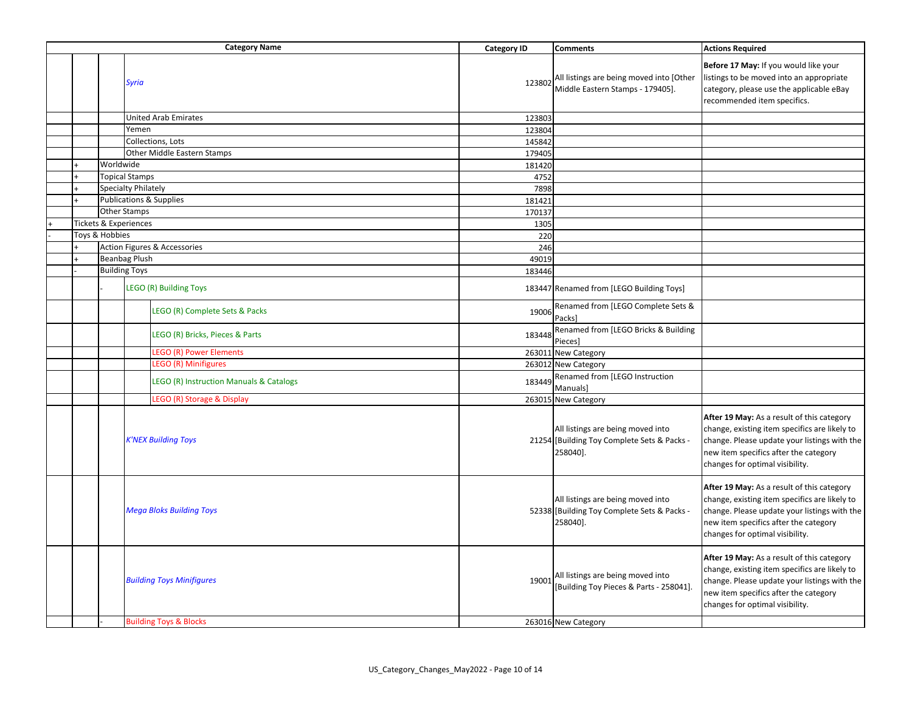| Category Name | | | | | Category ID | Comments | Actions Required |
|---|---|---|---|---|---|---|---|
| | | | *Syria* | | 123802 | All listings are being moved into [Other Middle Eastern Stamps - 179405]. | **Before 17 May:** If you would like your listings to be moved into an appropriate category, please use the applicable eBay recommended item specifics. |
| | | | United Arab Emirates | | 123803 | | |
| | | | Yemen | | 123804 | | |
| | | | Collections, Lots | | 145842 | | |
| | | | Other Middle Eastern Stamps | | 179405 | | |
| | + | Worldwide | | | 181420 | | |
| | + | Topical Stamps | | | 4752 | | |
| | + | Specialty Philately | | | 7898 | | |
| | + | Publications & Supplies | | | 181421 | | |
| | | Other Stamps | | | 170137 | | |
| + | Tickets & Experiences | | | | 1305 | | |
| - | Toys & Hobbies | | | | 220 | | |
| | + | Action Figures & Accessories | | | 246 | | |
| | + | Beanbag Plush | | | 49019 | | |
| | - | Building Toys | | | 183446 | | |
| | | - | LEGO (R) Building Toys | | 183447 | Renamed from [LEGO Building Toys] | |
| | | | | LEGO (R) Complete Sets & Packs | 19006 | Renamed from [LEGO Complete Sets & Packs] | |
| | | | | LEGO (R) Bricks, Pieces & Parts | 183448 | Renamed from [LEGO Bricks & Building Pieces] | |
| | | | | LEGO (R) Power Elements | 263011 | New Category | |
| | | | | LEGO (R) Minifigures | 263012 | New Category | |
| | | | | LEGO (R) Instruction Manuals & Catalogs | 183449 | Renamed from [LEGO Instruction Manuals] | |
| | | | | LEGO (R) Storage & Display | 263015 | New Category | |
| | | | *K'NEX Building Toys* | | 21254 | All listings are being moved into [Building Toy Complete Sets & Packs - 258040]. | **After 19 May:** As a result of this category change, existing item specifics are likely to change. Please update your listings with the new item specifics after the category changes for optimal visibility. |
| | | | *Mega Bloks Building Toys* | | 52338 | All listings are being moved into [Building Toy Complete Sets & Packs - 258040]. | **After 19 May:** As a result of this category change, existing item specifics are likely to change. Please update your listings with the new item specifics after the category changes for optimal visibility. |
| | | | *Building Toys Minifigures* | | 19001 | All listings are being moved into [Building Toy Pieces & Parts - 258041]. | **After 19 May:** As a result of this category change, existing item specifics are likely to change. Please update your listings with the new item specifics after the category changes for optimal visibility. |
| | | - | Building Toys & Blocks | | 263016 | New Category | |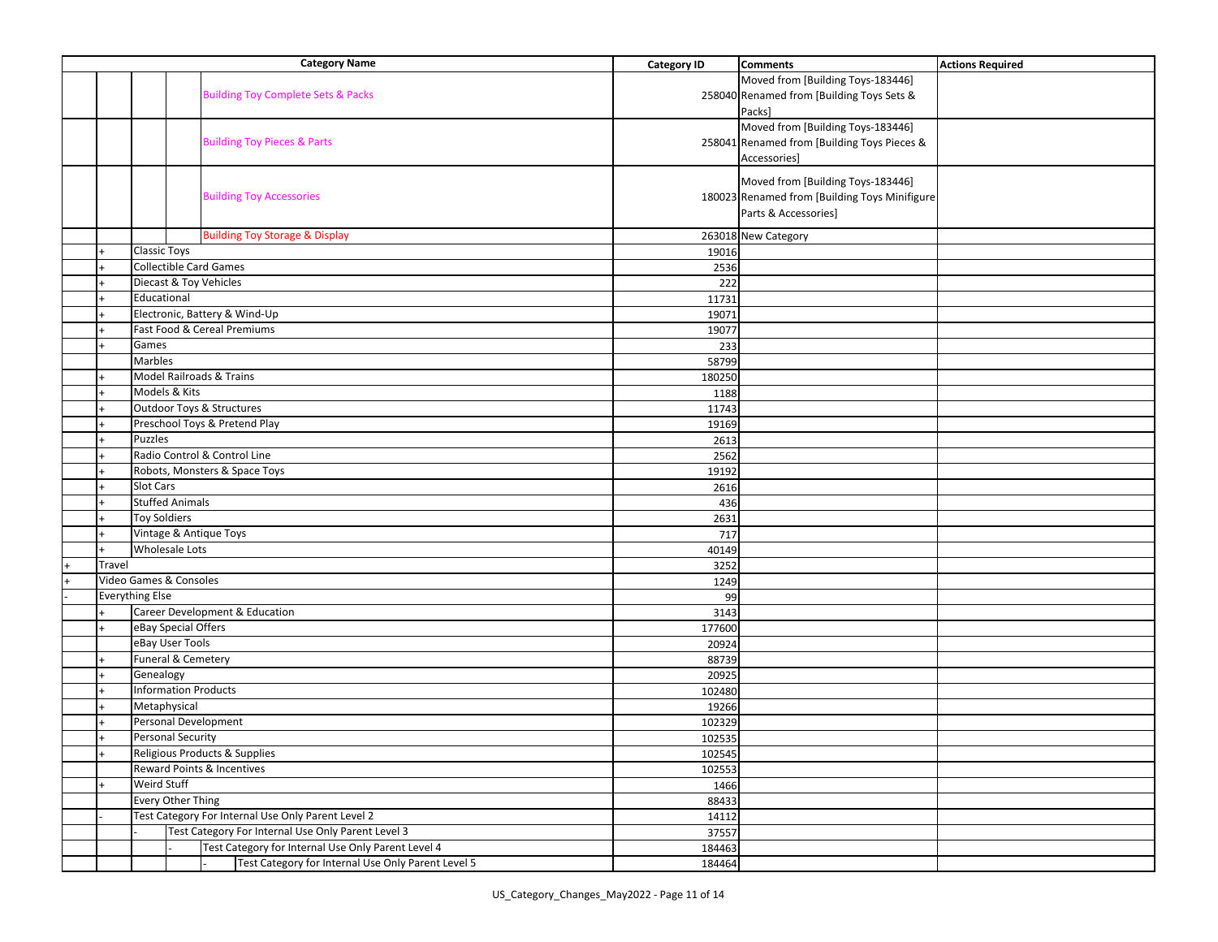| | | | | | | Category ID | Comments | Actions Required |
|---|---|---|---|---|---|---|---|---|
| | | | | Building Toy Complete Sets & Packs | | 258040 | Moved from [Building Toys-183446] Renamed from [Building Toys Sets & Packs] | |
| | | | | Building Toy Pieces & Parts | | 258041 | Moved from [Building Toys-183446] Renamed from [Building Toys Pieces & Accessories] | |
| | | | | Building Toy Accessories | | 180023 | Moved from [Building Toys-183446] Renamed from [Building Toys Minifigure Parts & Accessories] | |
| | | | | Building Toy Storage & Display | | 263018 | New Category | |
| | + | Classic Toys | | | | 19016 | | |
| | + | Collectible Card Games | | | | 2536 | | |
| | + | Diecast & Toy Vehicles | | | | 222 | | |
| | + | Educational | | | | 11731 | | |
| | + | Electronic, Battery & Wind-Up | | | | 19071 | | |
| | + | Fast Food & Cereal Premiums | | | | 19077 | | |
| | + | Games | | | | 233 | | |
| | | Marbles | | | | 58799 | | |
| | + | Model Railroads & Trains | | | | 180250 | | |
| | + | Models & Kits | | | | 1188 | | |
| | + | Outdoor Toys & Structures | | | | 11743 | | |
| | + | Preschool Toys & Pretend Play | | | | 19169 | | |
| | + | Puzzles | | | | 2613 | | |
| | + | Radio Control & Control Line | | | | 2562 | | |
| | + | Robots, Monsters & Space Toys | | | | 19192 | | |
| | + | Slot Cars | | | | 2616 | | |
| | + | Stuffed Animals | | | | 436 | | |
| | + | Toy Soldiers | | | | 2631 | | |
| | + | Vintage & Antique Toys | | | | 717 | | |
| | + | Wholesale Lots | | | | 40149 | | |
| + | Travel | | | | | 3252 | | |
| + | Video Games & Consoles | | | | | 1249 | | |
| - | Everything Else | | | | | 99 | | |
| | + | Career Development & Education | | | | 3143 | | |
| | + | eBay Special Offers | | | | 177600 | | |
| | | eBay User Tools | | | | 20924 | | |
| | + | Funeral & Cemetery | | | | 88739 | | |
| | + | Genealogy | | | | 20925 | | |
| | + | Information Products | | | | 102480 | | |
| | + | Metaphysical | | | | 19266 | | |
| | + | Personal Development | | | | 102329 | | |
| | + | Personal Security | | | | 102535 | | |
| | + | Religious Products & Supplies | | | | 102545 | | |
| | | Reward Points & Incentives | | | | 102553 | | |
| | + | Weird Stuff | | | | 1466 | | |
| | | Every Other Thing | | | | 88433 | | |
| | - | Test Category For Internal Use Only Parent Level 2 | | | | 14112 | | |
| | | - | Test Category For Internal Use Only Parent Level 3 | | | 37557 | | |
| | | | - | Test Category for Internal Use Only Parent Level 4 | | 184463 | | |
| | | | | - | Test Category for Internal Use Only Parent Level 5 | 184464 | | |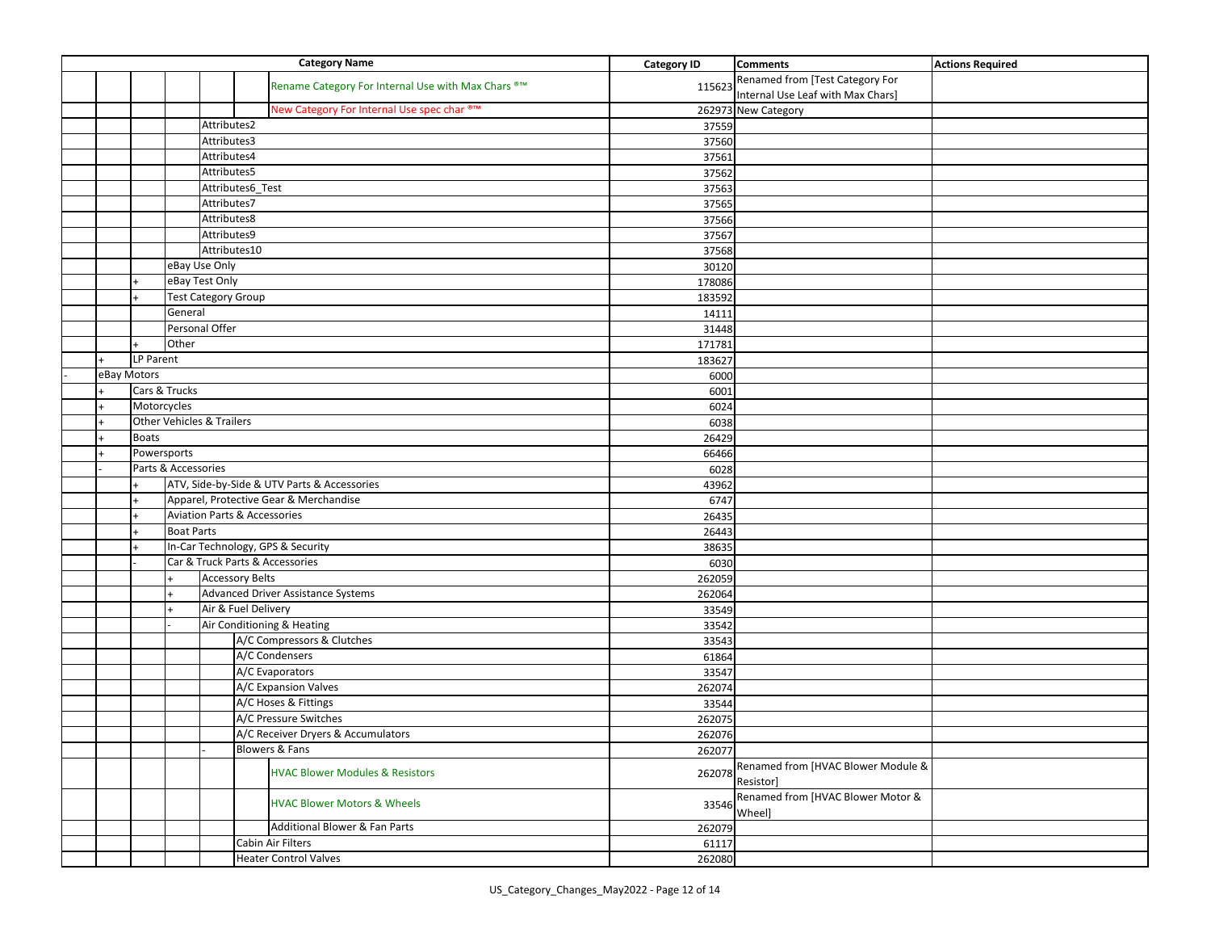| | | | | | | Category Name | Category ID | Comments | Actions Required |
|---|---|---|---|---|---|---|---|---|---|
| | | | | | | Rename Category For Internal Use with Max Chars ®™ | 115623 | Renamed from [Test Category For Internal Use Leaf with Max Chars] | |
| | | | | | | New Category For Internal Use spec char ®™ | 262973 | New Category | |
| | | | | Attributes2 | | | 37559 | | |
| | | | | Attributes3 | | | 37560 | | |
| | | | | Attributes4 | | | 37561 | | |
| | | | | Attributes5 | | | 37562 | | |
| | | | | Attributes6_Test | | | 37563 | | |
| | | | | Attributes7 | | | 37565 | | |
| | | | | Attributes8 | | | 37566 | | |
| | | | | Attributes9 | | | 37567 | | |
| | | | | Attributes10 | | | 37568 | | |
| | | | eBay Use Only | | | | 30120 | | |
| | | + | eBay Test Only | | | | 178086 | | |
| | | + | Test Category Group | | | | 183592 | | |
| | | | General | | | | 14111 | | |
| | | | Personal Offer | | | | 31448 | | |
| | | + | Other | | | | 171781 | | |
| | + | LP Parent | | | | | 183627 | | |
| - | eBay Motors | | | | | | 6000 | | |
| | + | Cars & Trucks | | | | | 6001 | | |
| | + | Motorcycles | | | | | 6024 | | |
| | + | Other Vehicles & Trailers | | | | | 6038 | | |
| | + | Boats | | | | | 26429 | | |
| | + | Powersports | | | | | 66466 | | |
| | - | Parts & Accessories | | | | | 6028 | | |
| | | + | ATV, Side-by-Side & UTV Parts & Accessories | | | | 43962 | | |
| | | + | Apparel, Protective Gear & Merchandise | | | | 6747 | | |
| | | + | Aviation Parts & Accessories | | | | 26435 | | |
| | | + | Boat Parts | | | | 26443 | | |
| | | + | In-Car Technology, GPS & Security | | | | 38635 | | |
| | | - | Car & Truck Parts & Accessories | | | | 6030 | | |
| | | | + | Accessory Belts | | | 262059 | | |
| | | | + | Advanced Driver Assistance Systems | | | 262064 | | |
| | | | + | Air & Fuel Delivery | | | 33549 | | |
| | | | - | Air Conditioning & Heating | | | 33542 | | |
| | | | | | A/C Compressors & Clutches | | 33543 | | |
| | | | | | A/C Condensers | | 61864 | | |
| | | | | | A/C Evaporators | | 33547 | | |
| | | | | | A/C Expansion Valves | | 262074 | | |
| | | | | | A/C Hoses & Fittings | | 33544 | | |
| | | | | | A/C Pressure Switches | | 262075 | | |
| | | | | | A/C Receiver Dryers & Accumulators | | 262076 | | |
| | | | | - | Blowers & Fans | | 262077 | | |
| | | | | | | HVAC Blower Modules & Resistors | 262078 | Renamed from [HVAC Blower Module & Resistor] | |
| | | | | | | HVAC Blower Motors & Wheels | 33546 | Renamed from [HVAC Blower Motor & Wheel] | |
| | | | | | | Additional Blower & Fan Parts | 262079 | | |
| | | | | | Cabin Air Filters | | 61117 | | |
| | | | | | Heater Control Valves | | 262080 | | |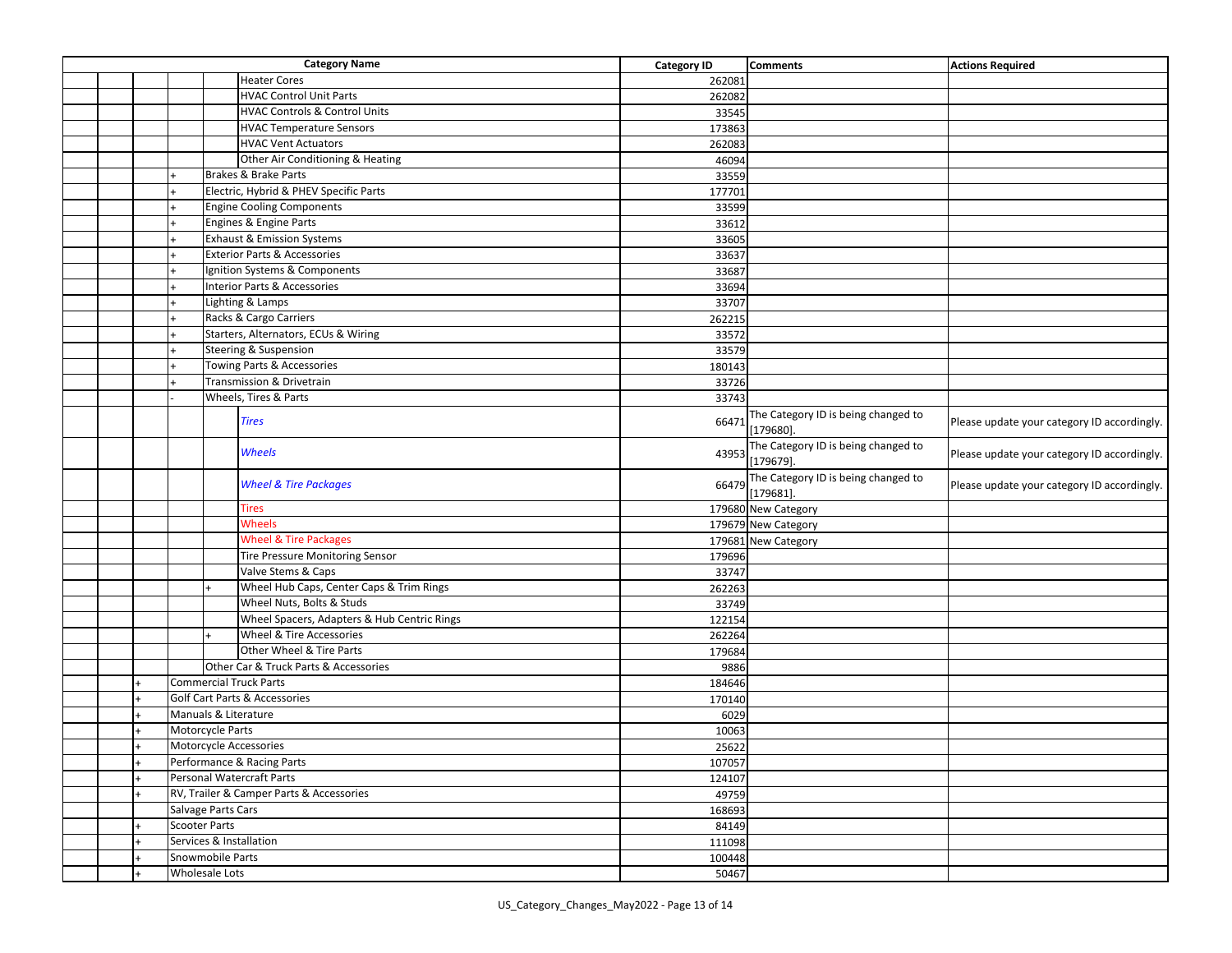| | | | | Category Name | Category ID | Comments | Actions Required |
|---|---|---|---|---|---|---|---|
| | | | | Heater Cores | 262081 | | |
| | | | | HVAC Control Unit Parts | 262082 | | |
| | | | | HVAC Controls & Control Units | 33545 | | |
| | | | | HVAC Temperature Sensors | 173863 | | |
| | | | | HVAC Vent Actuators | 262083 | | |
| | | | | Other Air Conditioning & Heating | 46094 | | |
| | | + | Brakes & Brake Parts | | 33559 | | |
| | | + | Electric, Hybrid & PHEV Specific Parts | | 177701 | | |
| | | + | Engine Cooling Components | | 33599 | | |
| | | + | Engines & Engine Parts | | 33612 | | |
| | | + | Exhaust & Emission Systems | | 33605 | | |
| | | + | Exterior Parts & Accessories | | 33637 | | |
| | | + | Ignition Systems & Components | | 33687 | | |
| | | + | Interior Parts & Accessories | | 33694 | | |
| | | + | Lighting & Lamps | | 33707 | | |
| | | + | Racks & Cargo Carriers | | 262215 | | |
| | | + | Starters, Alternators, ECUs & Wiring | | 33572 | | |
| | | + | Steering & Suspension | | 33579 | | |
| | | + | Towing Parts & Accessories | | 180143 | | |
| | | + | Transmission & Drivetrain | | 33726 | | |
| | | - | Wheels, Tires & Parts | | 33743 | | |
| | | | | *Tires* | 66471 | The Category ID is being changed to [179680]. | Please update your category ID accordingly. |
| | | | | *Wheels* | 43953 | The Category ID is being changed to [179679]. | Please update your category ID accordingly. |
| | | | | *Wheel & Tire Packages* | 66479 | The Category ID is being changed to [179681]. | Please update your category ID accordingly. |
| | | | | Tires | 179680 | New Category | |
| | | | | Wheels | 179679 | New Category | |
| | | | | Wheel & Tire Packages | 179681 | New Category | |
| | | | | Tire Pressure Monitoring Sensor | 179696 | | |
| | | | | Valve Stems & Caps | 33747 | | |
| | | | + | Wheel Hub Caps, Center Caps & Trim Rings | 262263 | | |
| | | | | Wheel Nuts, Bolts & Studs | 33749 | | |
| | | | | Wheel Spacers, Adapters & Hub Centric Rings | 122154 | | |
| | | | + | Wheel & Tire Accessories | 262264 | | |
| | | | | Other Wheel & Tire Parts | 179684 | | |
| | | | Other Car & Truck Parts & Accessories | | 9886 | | |
| | + | Commercial Truck Parts | | | 184646 | | |
| | + | Golf Cart Parts & Accessories | | | 170140 | | |
| | + | Manuals & Literature | | | 6029 | | |
| | + | Motorcycle Parts | | | 10063 | | |
| | + | Motorcycle Accessories | | | 25622 | | |
| | + | Performance & Racing Parts | | | 107057 | | |
| | + | Personal Watercraft Parts | | | 124107 | | |
| | + | RV, Trailer & Camper Parts & Accessories | | | 49759 | | |
| | | Salvage Parts Cars | | | 168693 | | |
| | + | Scooter Parts | | | 84149 | | |
| | + | Services & Installation | | | 111098 | | |
| | + | Snowmobile Parts | | | 100448 | | |
| | + | Wholesale Lots | | | 50467 | | |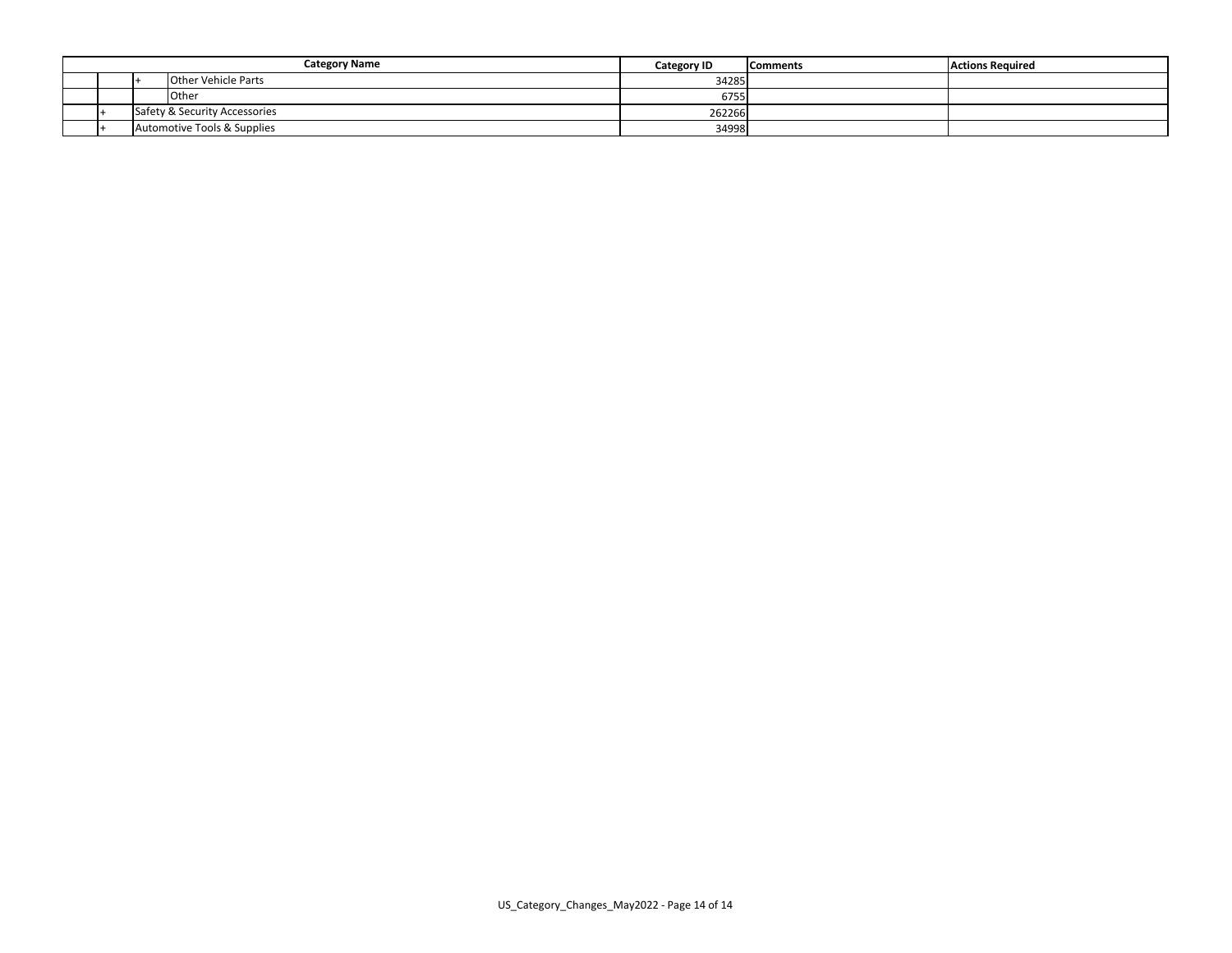| Category Name | | | | Category ID | Comments | Actions Required |
|---|---|---|---|---|---|---|
| | | + | Other Vehicle Parts | 34285 | | |
| | | | Other | 6755 | | |
| | + | Safety & Security Accessories | | 262266 | | |
| | + | Automotive Tools & Supplies | | 34998 | | |